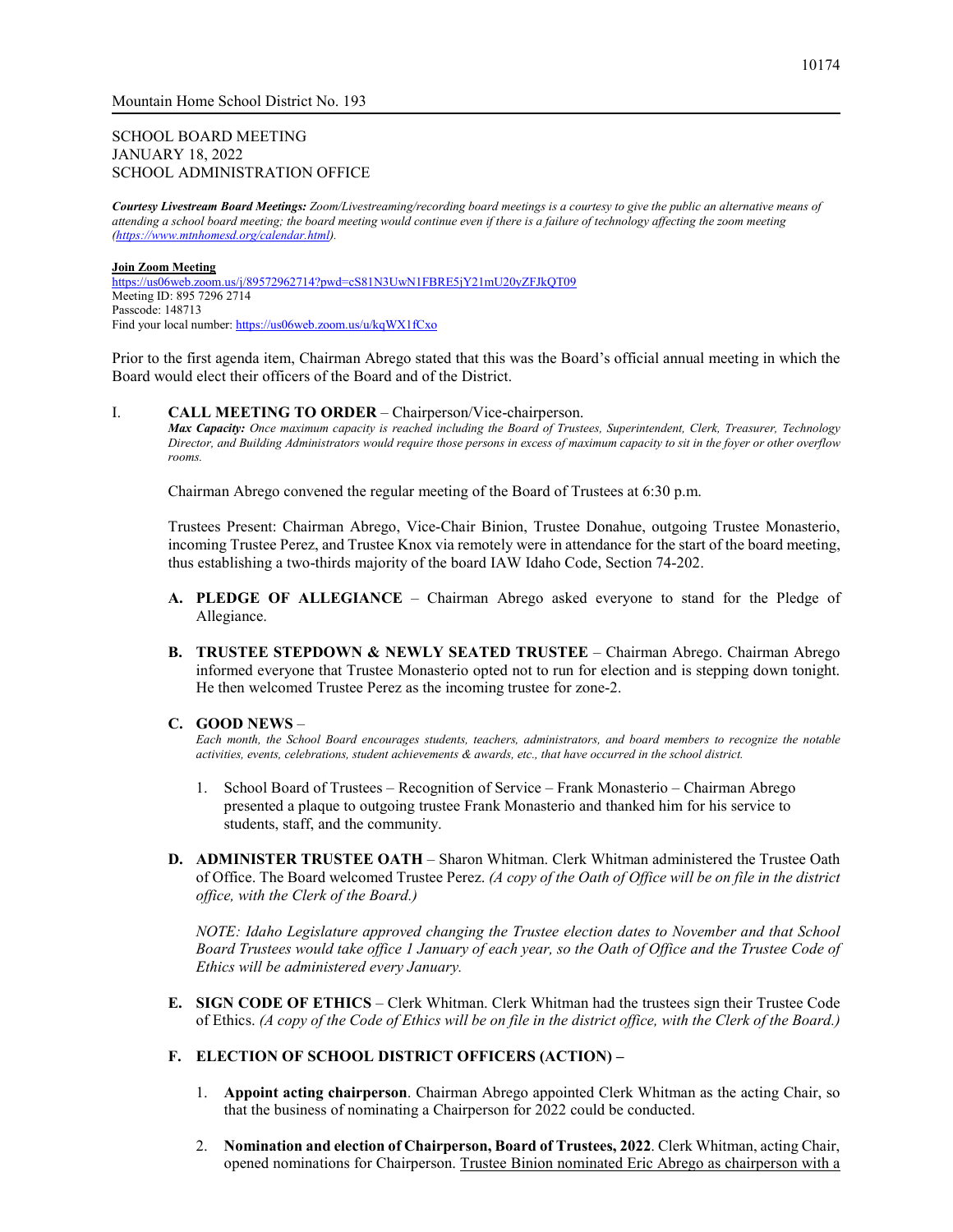Mountain Home School District No. 193

SCHOOL BOARD MEETING
JANUARY 18, 2022
SCHOOL ADMINISTRATION OFFICE

***Courtesy Livestream Board Meetings:*** *Zoom/Livestreaming/recording board meetings is a courtesy to give the public an alternative means of attending a school board meeting; the board meeting would continue even if there is a failure of technology affecting the zoom meeting ([https://www.mtnhomesd.org/calendar.html](https://www.mtnhomesd.org/calendar.html)).*

**Join Zoom Meeting**
[https://us06web.zoom.us/j/89572962714?pwd=cS81N3UwN1FBRE5jY21mU20yZFJkQT09](https://us06web.zoom.us/j/89572962714?pwd=cS81N3UwN1FBRE5jY21mU20yZFJkQT09)
Meeting ID: 895 7296 2714
Passcode: 148713
Find your local number: [https://us06web.zoom.us/u/kqWX1fCxo](https://us06web.zoom.us/u/kqWX1fCxo)

Prior to the first agenda item, Chairman Abrego stated that this was the Board's official annual meeting in which the Board would elect their officers of the Board and of the District.

I. **CALL MEETING TO ORDER** – Chairperson/Vice-chairperson.
***Max Capacity:*** *Once maximum capacity is reached including the Board of Trustees, Superintendent, Clerk, Treasurer, Technology Director, and Building Administrators would require those persons in excess of maximum capacity to sit in the foyer or other overflow rooms.*

Chairman Abrego convened the regular meeting of the Board of Trustees at 6:30 p.m.

Trustees Present: Chairman Abrego, Vice-Chair Binion, Trustee Donahue, outgoing Trustee Monasterio, incoming Trustee Perez, and Trustee Knox via remotely were in attendance for the start of the board meeting, thus establishing a two-thirds majority of the board IAW Idaho Code, Section 74-202.

**A. PLEDGE OF ALLEGIANCE** – Chairman Abrego asked everyone to stand for the Pledge of Allegiance.

**B. TRUSTEE STEPDOWN & NEWLY SEATED TRUSTEE** – Chairman Abrego. Chairman Abrego informed everyone that Trustee Monasterio opted not to run for election and is stepping down tonight. He then welcomed Trustee Perez as the incoming trustee for zone-2.

**C. GOOD NEWS** –
*Each month, the School Board encourages students, teachers, administrators, and board members to recognize the notable activities, events, celebrations, student achievements & awards, etc., that have occurred in the school district.*

1. School Board of Trustees – Recognition of Service – Frank Monasterio – Chairman Abrego presented a plaque to outgoing trustee Frank Monasterio and thanked him for his service to students, staff, and the community.

**D. ADMINISTER TRUSTEE OATH** – Sharon Whitman. Clerk Whitman administered the Trustee Oath of Office. The Board welcomed Trustee Perez. *(A copy of the Oath of Office will be on file in the district office, with the Clerk of the Board.)*

*NOTE: Idaho Legislature approved changing the Trustee election dates to November and that School Board Trustees would take office 1 January of each year, so the Oath of Office and the Trustee Code of Ethics will be administered every January.*

**E. SIGN CODE OF ETHICS** – Clerk Whitman. Clerk Whitman had the trustees sign their Trustee Code of Ethics. *(A copy of the Code of Ethics will be on file in the district office, with the Clerk of the Board.)*

**F. ELECTION OF SCHOOL DISTRICT OFFICERS (ACTION) –**

1. **Appoint acting chairperson**. Chairman Abrego appointed Clerk Whitman as the acting Chair, so that the business of nominating a Chairperson for 2022 could be conducted.

2. **Nomination and election of Chairperson, Board of Trustees, 2022**. Clerk Whitman, acting Chair, opened nominations for Chairperson. <u>Trustee Binion nominated Eric Abrego as chairperson with a</u>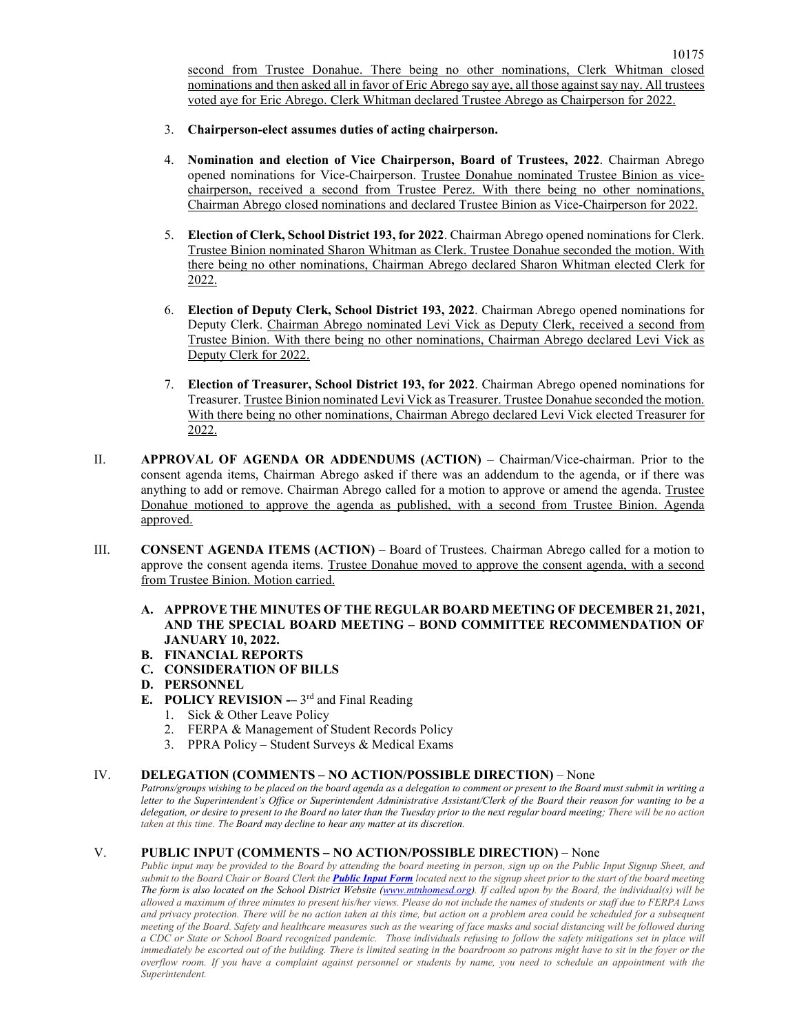second from Trustee Donahue. There being no other nominations, Clerk Whitman closed nominations and then asked all in favor of Eric Abrego say aye, all those against say nay. All trustees voted aye for Eric Abrego. Clerk Whitman declared Trustee Abrego as Chairperson for 2022.

3. **Chairperson-elect assumes duties of acting chairperson.**

4. **Nomination and election of Vice Chairperson, Board of Trustees, 2022**. Chairman Abrego opened nominations for Vice-Chairperson. Trustee Donahue nominated Trustee Binion as vice-chairperson, received a second from Trustee Perez. With there being no other nominations, Chairman Abrego closed nominations and declared Trustee Binion as Vice-Chairperson for 2022.

5. **Election of Clerk, School District 193, for 2022**. Chairman Abrego opened nominations for Clerk. Trustee Binion nominated Sharon Whitman as Clerk. Trustee Donahue seconded the motion. With there being no other nominations, Chairman Abrego declared Sharon Whitman elected Clerk for 2022.

6. **Election of Deputy Clerk, School District 193, 2022**. Chairman Abrego opened nominations for Deputy Clerk. Chairman Abrego nominated Levi Vick as Deputy Clerk, received a second from Trustee Binion. With there being no other nominations, Chairman Abrego declared Levi Vick as Deputy Clerk for 2022.

7. **Election of Treasurer, School District 193, for 2022**. Chairman Abrego opened nominations for Treasurer. Trustee Binion nominated Levi Vick as Treasurer. Trustee Donahue seconded the motion. With there being no other nominations, Chairman Abrego declared Levi Vick elected Treasurer for 2022.

II. **APPROVAL OF AGENDA OR ADDENDUMS (ACTION)** – Chairman/Vice-chairman. Prior to the consent agenda items, Chairman Abrego asked if there was an addendum to the agenda, or if there was anything to add or remove. Chairman Abrego called for a motion to approve or amend the agenda. Trustee Donahue motioned to approve the agenda as published, with a second from Trustee Binion. Agenda approved.

III. **CONSENT AGENDA ITEMS (ACTION)** – Board of Trustees. Chairman Abrego called for a motion to approve the consent agenda items. Trustee Donahue moved to approve the consent agenda, with a second from Trustee Binion. Motion carried.

**A. APPROVE THE MINUTES OF THE REGULAR BOARD MEETING OF DECEMBER 21, 2021, AND THE SPECIAL BOARD MEETING – BOND COMMITTEE RECOMMENDATION OF JANUARY 10, 2022.**
**B. FINANCIAL REPORTS**
**C. CONSIDERATION OF BILLS**
**D. PERSONNEL**
**E. POLICY REVISION** –- 3rd and Final Reading
1. Sick & Other Leave Policy
2. FERPA & Management of Student Records Policy
3. PPRA Policy – Student Surveys & Medical Exams

IV. **DELEGATION (COMMENTS – NO ACTION/POSSIBLE DIRECTION)** – None

*Patrons/groups wishing to be placed on the board agenda as a delegation to comment or present to the Board must submit in writing a letter to the Superintendent's Office or Superintendent Administrative Assistant/Clerk of the Board their reason for wanting to be a delegation, or desire to present to the Board no later than the Tuesday prior to the next regular board meeting; There will be no action taken at this time. The Board may decline to hear any matter at its discretion.*

V. **PUBLIC INPUT (COMMENTS – NO ACTION/POSSIBLE DIRECTION)** – None

*Public input may be provided to the Board by attending the board meeting in person, sign up on the Public Input Signup Sheet, and submit to the Board Chair or Board Clerk the **Public Input Form** located next to the signup sheet prior to the start of the board meeting The form is also located on the School District Website (www.mtnhomesd.org). If called upon by the Board, the individual(s) will be allowed a maximum of three minutes to present his/her views. Please do not include the names of students or staff due to FERPA Laws and privacy protection. There will be no action taken at this time, but action on a problem area could be scheduled for a subsequent meeting of the Board. Safety and healthcare measures such as the wearing of face masks and social distancing will be followed during a CDC or State or School Board recognized pandemic. Those individuals refusing to follow the safety mitigations set in place will immediately be escorted out of the building. There is limited seating in the boardroom so patrons might have to sit in the foyer or the overflow room. If you have a complaint against personnel or students by name, you need to schedule an appointment with the Superintendent.*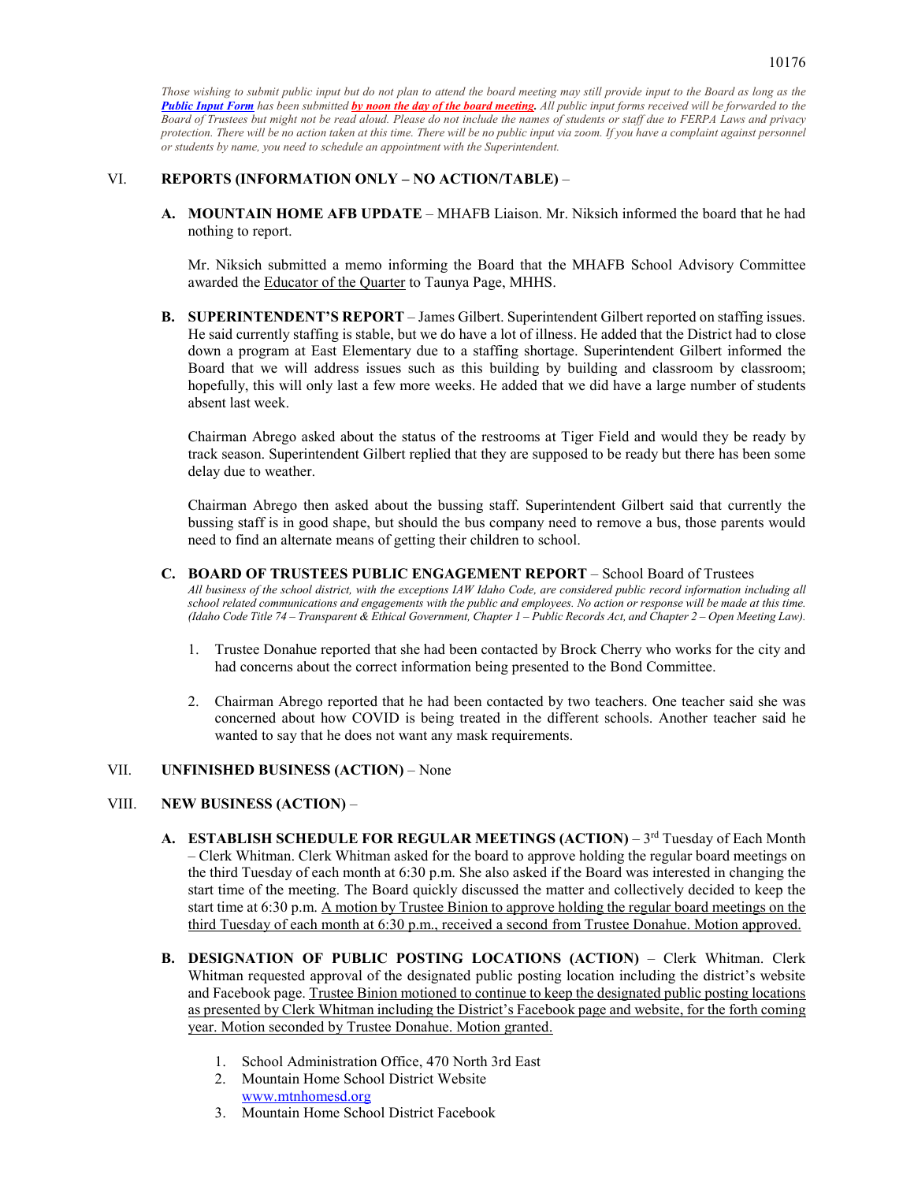*Those wishing to submit public input but do not plan to attend the board meeting may still provide input to the Board as long as the* ***Public Input Form*** *has been submitted* ***by noon the day of the board meeting.*** *All public input forms received will be forwarded to the Board of Trustees but might not be read aloud. Please do not include the names of students or staff due to FERPA Laws and privacy protection. There will be no action taken at this time. There will be no public input via zoom. If you have a complaint against personnel or students by name, you need to schedule an appointment with the Superintendent.*

VI. **REPORTS (INFORMATION ONLY – NO ACTION/TABLE)** –

**A. MOUNTAIN HOME AFB UPDATE** – MHAFB Liaison. Mr. Niksich informed the board that he had nothing to report.

Mr. Niksich submitted a memo informing the Board that the MHAFB School Advisory Committee awarded the Educator of the Quarter to Taunya Page, MHHS.

**B. SUPERINTENDENT'S REPORT** – James Gilbert. Superintendent Gilbert reported on staffing issues. He said currently staffing is stable, but we do have a lot of illness. He added that the District had to close down a program at East Elementary due to a staffing shortage. Superintendent Gilbert informed the Board that we will address issues such as this building by building and classroom by classroom; hopefully, this will only last a few more weeks. He added that we did have a large number of students absent last week.

Chairman Abrego asked about the status of the restrooms at Tiger Field and would they be ready by track season. Superintendent Gilbert replied that they are supposed to be ready but there has been some delay due to weather.

Chairman Abrego then asked about the bussing staff. Superintendent Gilbert said that currently the bussing staff is in good shape, but should the bus company need to remove a bus, those parents would need to find an alternate means of getting their children to school.

**C. BOARD OF TRUSTEES PUBLIC ENGAGEMENT REPORT** – School Board of Trustees
*All business of the school district, with the exceptions IAW Idaho Code, are considered public record information including all school related communications and engagements with the public and employees. No action or response will be made at this time. (Idaho Code Title 74 – Transparent & Ethical Government, Chapter 1 – Public Records Act, and Chapter 2 – Open Meeting Law).*

1. Trustee Donahue reported that she had been contacted by Brock Cherry who works for the city and had concerns about the correct information being presented to the Bond Committee.
2. Chairman Abrego reported that he had been contacted by two teachers. One teacher said she was concerned about how COVID is being treated in the different schools. Another teacher said he wanted to say that he does not want any mask requirements.

VII. **UNFINISHED BUSINESS (ACTION)** – None

VIII. **NEW BUSINESS (ACTION)** –

**A. ESTABLISH SCHEDULE FOR REGULAR MEETINGS (ACTION)** – 3rd Tuesday of Each Month – Clerk Whitman. Clerk Whitman asked for the board to approve holding the regular board meetings on the third Tuesday of each month at 6:30 p.m. She also asked if the Board was interested in changing the start time of the meeting. The Board quickly discussed the matter and collectively decided to keep the start time at 6:30 p.m. A motion by Trustee Binion to approve holding the regular board meetings on the third Tuesday of each month at 6:30 p.m., received a second from Trustee Donahue. Motion approved.

**B. DESIGNATION OF PUBLIC POSTING LOCATIONS (ACTION)** – Clerk Whitman. Clerk Whitman requested approval of the designated public posting location including the district's website and Facebook page. Trustee Binion motioned to continue to keep the designated public posting locations as presented by Clerk Whitman including the District's Facebook page and website, for the forth coming year. Motion seconded by Trustee Donahue. Motion granted.

1. School Administration Office, 470 North 3rd East
2. Mountain Home School District Website
   www.mtnhomesd.org
3. Mountain Home School District Facebook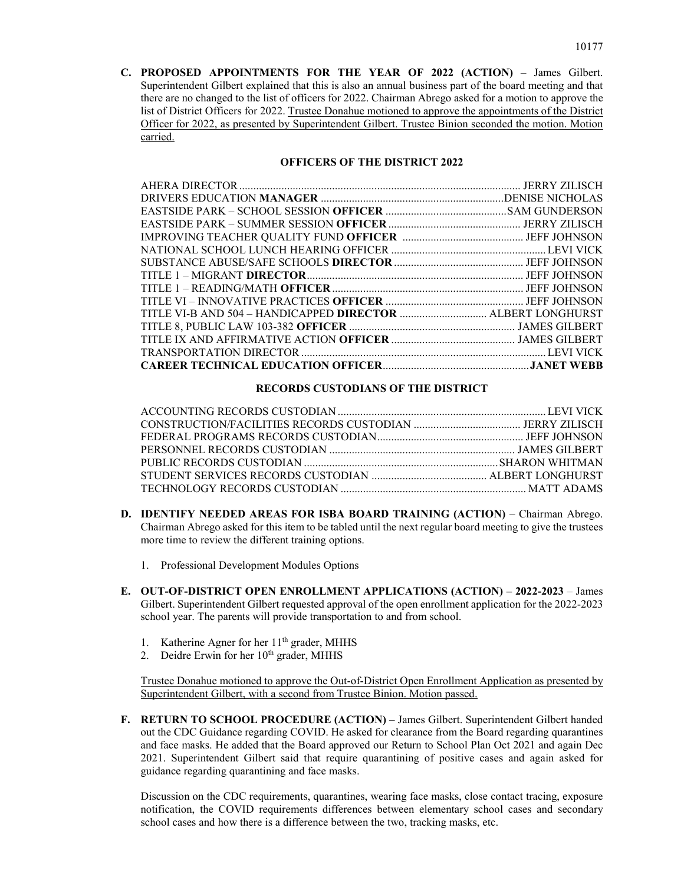**C. PROPOSED APPOINTMENTS FOR THE YEAR OF 2022 (ACTION)** – James Gilbert. Superintendent Gilbert explained that this is also an annual business part of the board meeting and that there are no changed to the list of officers for 2022. Chairman Abrego asked for a motion to approve the list of District Officers for 2022. Trustee Donahue motioned to approve the appointments of the District Officer for 2022, as presented by Superintendent Gilbert. Trustee Binion seconded the motion. Motion carried.

**OFFICERS OF THE DISTRICT 2022**

| | |
|---|---|
| AHERA DIRECTOR | JERRY ZILISCH |
| DRIVERS EDUCATION **MANAGER** | DENISE NICHOLAS |
| EASTSIDE PARK – SCHOOL SESSION **OFFICER** | SAM GUNDERSON |
| EASTSIDE PARK – SUMMER SESSION **OFFICER** | JERRY ZILISCH |
| IMPROVING TEACHER QUALITY FUND **OFFICER** | JEFF JOHNSON |
| NATIONAL SCHOOL LUNCH HEARING OFFICER | LEVI VICK |
| SUBSTANCE ABUSE/SAFE SCHOOLS **DIRECTOR** | JEFF JOHNSON |
| TITLE 1 – MIGRANT **DIRECTOR** | JEFF JOHNSON |
| TITLE 1 – READING/MATH **OFFICER** | JEFF JOHNSON |
| TITLE VI – INNOVATIVE PRACTICES **OFFICER** | JEFF JOHNSON |
| TITLE VI-B AND 504 – HANDICAPPED **DIRECTOR** | ALBERT LONGHURST |
| TITLE 8, PUBLIC LAW 103-382 **OFFICER** | JAMES GILBERT |
| TITLE IX AND AFFIRMATIVE ACTION **OFFICER** | JAMES GILBERT |
| TRANSPORTATION DIRECTOR | LEVI VICK |
| **CAREER TECHNICAL EDUCATION OFFICER** | **JANET WEBB** |

**RECORDS CUSTODIANS OF THE DISTRICT**

| | |
|---|---|
| ACCOUNTING RECORDS CUSTODIAN | LEVI VICK |
| CONSTRUCTION/FACILITIES RECORDS CUSTODIAN | JERRY ZILISCH |
| FEDERAL PROGRAMS RECORDS CUSTODIAN | JEFF JOHNSON |
| PERSONNEL RECORDS CUSTODIAN | JAMES GILBERT |
| PUBLIC RECORDS CUSTODIAN | SHARON WHITMAN |
| STUDENT SERVICES RECORDS CUSTODIAN | ALBERT LONGHURST |
| TECHNOLOGY RECORDS CUSTODIAN | MATT ADAMS |

**D. IDENTIFY NEEDED AREAS FOR ISBA BOARD TRAINING (ACTION)** – Chairman Abrego. Chairman Abrego asked for this item to be tabled until the next regular board meeting to give the trustees more time to review the different training options.

1. Professional Development Modules Options

**E. OUT-OF-DISTRICT OPEN ENROLLMENT APPLICATIONS (ACTION) – 2022-2023** – James Gilbert. Superintendent Gilbert requested approval of the open enrollment application for the 2022-2023 school year. The parents will provide transportation to and from school.

1. Katherine Agner for her 11th grader, MHHS
2. Deidre Erwin for her 10th grader, MHHS

Trustee Donahue motioned to approve the Out-of-District Open Enrollment Application as presented by Superintendent Gilbert, with a second from Trustee Binion. Motion passed.

**F. RETURN TO SCHOOL PROCEDURE (ACTION)** – James Gilbert. Superintendent Gilbert handed out the CDC Guidance regarding COVID. He asked for clearance from the Board regarding quarantines and face masks. He added that the Board approved our Return to School Plan Oct 2021 and again Dec 2021. Superintendent Gilbert said that require quarantining of positive cases and again asked for guidance regarding quarantining and face masks.

Discussion on the CDC requirements, quarantines, wearing face masks, close contact tracing, exposure notification, the COVID requirements differences between elementary school cases and secondary school cases and how there is a difference between the two, tracking masks, etc.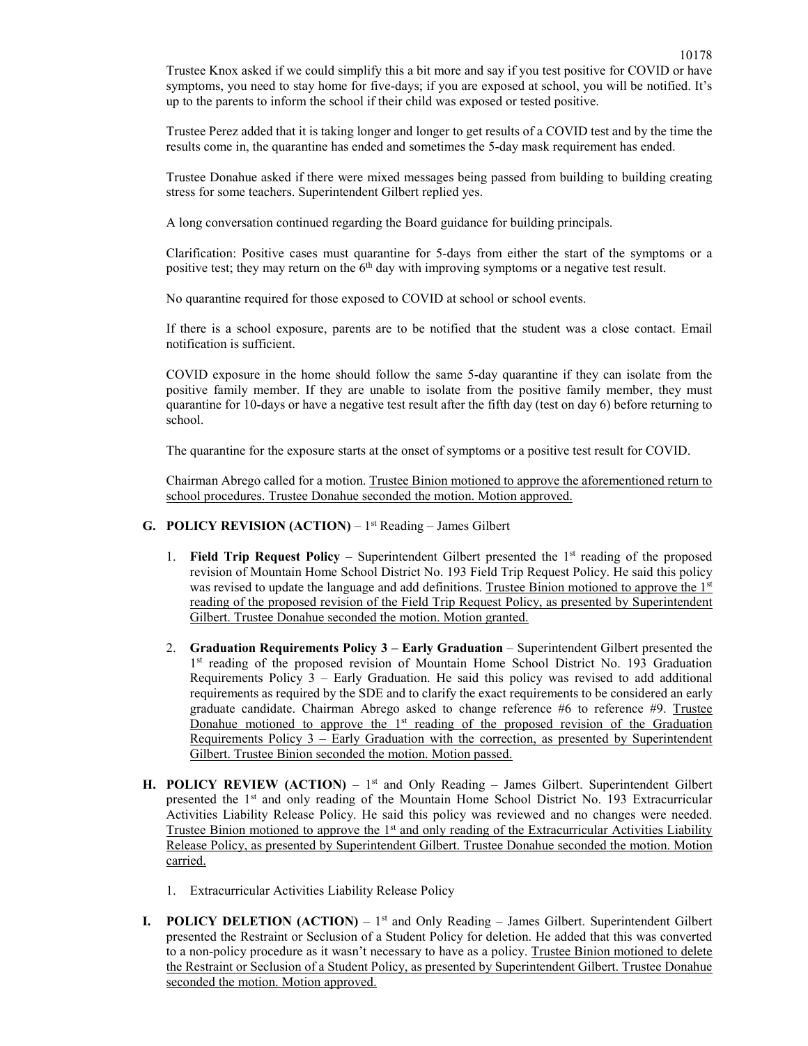Trustee Knox asked if we could simplify this a bit more and say if you test positive for COVID or have symptoms, you need to stay home for five-days; if you are exposed at school, you will be notified. It's up to the parents to inform the school if their child was exposed or tested positive.

Trustee Perez added that it is taking longer and longer to get results of a COVID test and by the time the results come in, the quarantine has ended and sometimes the 5-day mask requirement has ended.

Trustee Donahue asked if there were mixed messages being passed from building to building creating stress for some teachers. Superintendent Gilbert replied yes.

A long conversation continued regarding the Board guidance for building principals.

Clarification: Positive cases must quarantine for 5-days from either the start of the symptoms or a positive test; they may return on the 6th day with improving symptoms or a negative test result.

No quarantine required for those exposed to COVID at school or school events.

If there is a school exposure, parents are to be notified that the student was a close contact. Email notification is sufficient.

COVID exposure in the home should follow the same 5-day quarantine if they can isolate from the positive family member. If they are unable to isolate from the positive family member, they must quarantine for 10-days or have a negative test result after the fifth day (test on day 6) before returning to school.

The quarantine for the exposure starts at the onset of symptoms or a positive test result for COVID.

Chairman Abrego called for a motion. Trustee Binion motioned to approve the aforementioned return to school procedures. Trustee Donahue seconded the motion. Motion approved.

**G. POLICY REVISION (ACTION)** – 1st Reading – James Gilbert

1. **Field Trip Request Policy** – Superintendent Gilbert presented the 1st reading of the proposed revision of Mountain Home School District No. 193 Field Trip Request Policy. He said this policy was revised to update the language and add definitions. Trustee Binion motioned to approve the 1st reading of the proposed revision of the Field Trip Request Policy, as presented by Superintendent Gilbert. Trustee Donahue seconded the motion. Motion granted.

2. **Graduation Requirements Policy 3 – Early Graduation** – Superintendent Gilbert presented the 1st reading of the proposed revision of Mountain Home School District No. 193 Graduation Requirements Policy 3 – Early Graduation. He said this policy was revised to add additional requirements as required by the SDE and to clarify the exact requirements to be considered an early graduate candidate. Chairman Abrego asked to change reference #6 to reference #9. Trustee Donahue motioned to approve the 1st reading of the proposed revision of the Graduation Requirements Policy 3 – Early Graduation with the correction, as presented by Superintendent Gilbert. Trustee Binion seconded the motion. Motion passed.

**H. POLICY REVIEW (ACTION)** – 1st and Only Reading – James Gilbert. Superintendent Gilbert presented the 1st and only reading of the Mountain Home School District No. 193 Extracurricular Activities Liability Release Policy. He said this policy was reviewed and no changes were needed. Trustee Binion motioned to approve the 1st and only reading of the Extracurricular Activities Liability Release Policy, as presented by Superintendent Gilbert. Trustee Donahue seconded the motion. Motion carried.

1. Extracurricular Activities Liability Release Policy

**I. POLICY DELETION (ACTION)** – 1st and Only Reading – James Gilbert. Superintendent Gilbert presented the Restraint or Seclusion of a Student Policy for deletion. He added that this was converted to a non-policy procedure as it wasn't necessary to have as a policy. Trustee Binion motioned to delete the Restraint or Seclusion of a Student Policy, as presented by Superintendent Gilbert. Trustee Donahue seconded the motion. Motion approved.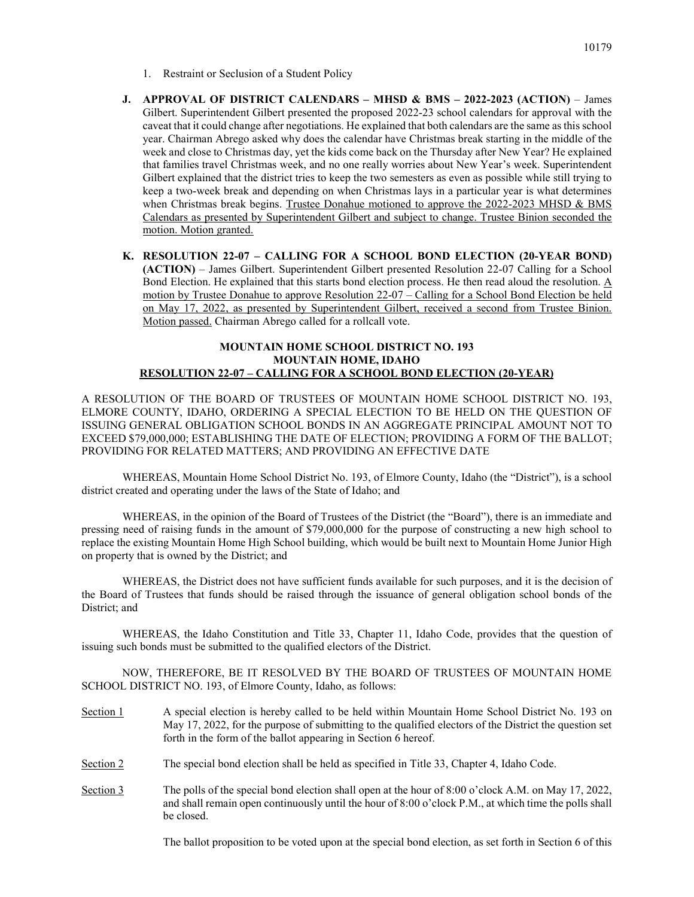1. Restraint or Seclusion of a Student Policy

**J. APPROVAL OF DISTRICT CALENDARS – MHSD & BMS – 2022-2023 (ACTION)** – James Gilbert. Superintendent Gilbert presented the proposed 2022-23 school calendars for approval with the caveat that it could change after negotiations. He explained that both calendars are the same as this school year. Chairman Abrego asked why does the calendar have Christmas break starting in the middle of the week and close to Christmas day, yet the kids come back on the Thursday after New Year? He explained that families travel Christmas week, and no one really worries about New Year's week. Superintendent Gilbert explained that the district tries to keep the two semesters as even as possible while still trying to keep a two-week break and depending on when Christmas lays in a particular year is what determines when Christmas break begins. Trustee Donahue motioned to approve the 2022-2023 MHSD & BMS Calendars as presented by Superintendent Gilbert and subject to change. Trustee Binion seconded the motion. Motion granted.

**K. RESOLUTION 22-07 – CALLING FOR A SCHOOL BOND ELECTION (20-YEAR BOND) (ACTION)** – James Gilbert. Superintendent Gilbert presented Resolution 22-07 Calling for a School Bond Election. He explained that this starts bond election process. He then read aloud the resolution. A motion by Trustee Donahue to approve Resolution 22-07 – Calling for a School Bond Election be held on May 17, 2022, as presented by Superintendent Gilbert, received a second from Trustee Binion. Motion passed. Chairman Abrego called for a rollcall vote.

**MOUNTAIN HOME SCHOOL DISTRICT NO. 193**
**MOUNTAIN HOME, IDAHO**
**RESOLUTION 22-07 – CALLING FOR A SCHOOL BOND ELECTION (20-YEAR)**

A RESOLUTION OF THE BOARD OF TRUSTEES OF MOUNTAIN HOME SCHOOL DISTRICT NO. 193, ELMORE COUNTY, IDAHO, ORDERING A SPECIAL ELECTION TO BE HELD ON THE QUESTION OF ISSUING GENERAL OBLIGATION SCHOOL BONDS IN AN AGGREGATE PRINCIPAL AMOUNT NOT TO EXCEED $79,000,000; ESTABLISHING THE DATE OF ELECTION; PROVIDING A FORM OF THE BALLOT; PROVIDING FOR RELATED MATTERS; AND PROVIDING AN EFFECTIVE DATE

WHEREAS, Mountain Home School District No. 193, of Elmore County, Idaho (the "District"), is a school district created and operating under the laws of the State of Idaho; and

WHEREAS, in the opinion of the Board of Trustees of the District (the "Board"), there is an immediate and pressing need of raising funds in the amount of $79,000,000 for the purpose of constructing a new high school to replace the existing Mountain Home High School building, which would be built next to Mountain Home Junior High on property that is owned by the District; and

WHEREAS, the District does not have sufficient funds available for such purposes, and it is the decision of the Board of Trustees that funds should be raised through the issuance of general obligation school bonds of the District; and

WHEREAS, the Idaho Constitution and Title 33, Chapter 11, Idaho Code, provides that the question of issuing such bonds must be submitted to the qualified electors of the District.

NOW, THEREFORE, BE IT RESOLVED BY THE BOARD OF TRUSTEES OF MOUNTAIN HOME SCHOOL DISTRICT NO. 193, of Elmore County, Idaho, as follows:

Section 1 — A special election is hereby called to be held within Mountain Home School District No. 193 on May 17, 2022, for the purpose of submitting to the qualified electors of the District the question set forth in the form of the ballot appearing in Section 6 hereof.

Section 2 — The special bond election shall be held as specified in Title 33, Chapter 4, Idaho Code.

Section 3 — The polls of the special bond election shall open at the hour of 8:00 o'clock A.M. on May 17, 2022, and shall remain open continuously until the hour of 8:00 o'clock P.M., at which time the polls shall be closed.

The ballot proposition to be voted upon at the special bond election, as set forth in Section 6 of this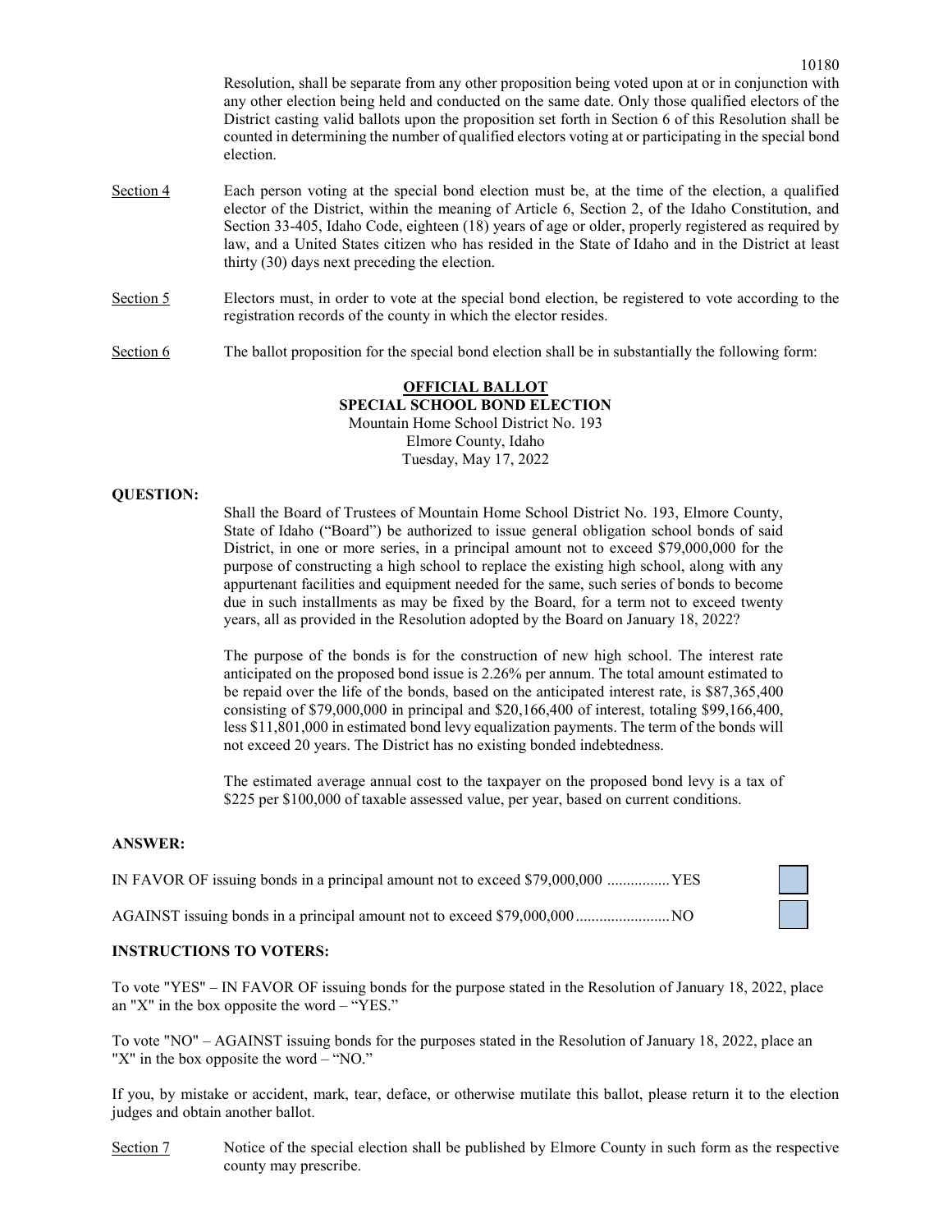Resolution, shall be separate from any other proposition being voted upon at or in conjunction with any other election being held and conducted on the same date. Only those qualified electors of the District casting valid ballots upon the proposition set forth in Section 6 of this Resolution shall be counted in determining the number of qualified electors voting at or participating in the special bond election.

Section 4 Each person voting at the special bond election must be, at the time of the election, a qualified elector of the District, within the meaning of Article 6, Section 2, of the Idaho Constitution, and Section 33-405, Idaho Code, eighteen (18) years of age or older, properly registered as required by law, and a United States citizen who has resided in the State of Idaho and in the District at least thirty (30) days next preceding the election.

Section 5 Electors must, in order to vote at the special bond election, be registered to vote according to the registration records of the county in which the elector resides.

Section 6 The ballot proposition for the special bond election shall be in substantially the following form:

**OFFICIAL BALLOT**
**SPECIAL SCHOOL BOND ELECTION**
Mountain Home School District No. 193
Elmore County, Idaho
Tuesday, May 17, 2022

**QUESTION:**

Shall the Board of Trustees of Mountain Home School District No. 193, Elmore County, State of Idaho ("Board") be authorized to issue general obligation school bonds of said District, in one or more series, in a principal amount not to exceed $79,000,000 for the purpose of constructing a high school to replace the existing high school, along with any appurtenant facilities and equipment needed for the same, such series of bonds to become due in such installments as may be fixed by the Board, for a term not to exceed twenty years, all as provided in the Resolution adopted by the Board on January 18, 2022?

The purpose of the bonds is for the construction of new high school. The interest rate anticipated on the proposed bond issue is 2.26% per annum. The total amount estimated to be repaid over the life of the bonds, based on the anticipated interest rate, is $87,365,400 consisting of $79,000,000 in principal and $20,166,400 of interest, totaling $99,166,400, less $11,801,000 in estimated bond levy equalization payments. The term of the bonds will not exceed 20 years. The District has no existing bonded indebtedness.

The estimated average annual cost to the taxpayer on the proposed bond levy is a tax of $225 per $100,000 of taxable assessed value, per year, based on current conditions.

**ANSWER:**

IN FAVOR OF issuing bonds in a principal amount not to exceed $79,000,000 ................YES ☐

AGAINST issuing bonds in a principal amount not to exceed $79,000,000........................NO ☐

**INSTRUCTIONS TO VOTERS:**

To vote "YES" – IN FAVOR OF issuing bonds for the purpose stated in the Resolution of January 18, 2022, place an "X" in the box opposite the word – "YES."

To vote "NO" – AGAINST issuing bonds for the purposes stated in the Resolution of January 18, 2022, place an "X" in the box opposite the word – "NO."

If you, by mistake or accident, mark, tear, deface, or otherwise mutilate this ballot, please return it to the election judges and obtain another ballot.

Section 7 Notice of the special election shall be published by Elmore County in such form as the respective county may prescribe.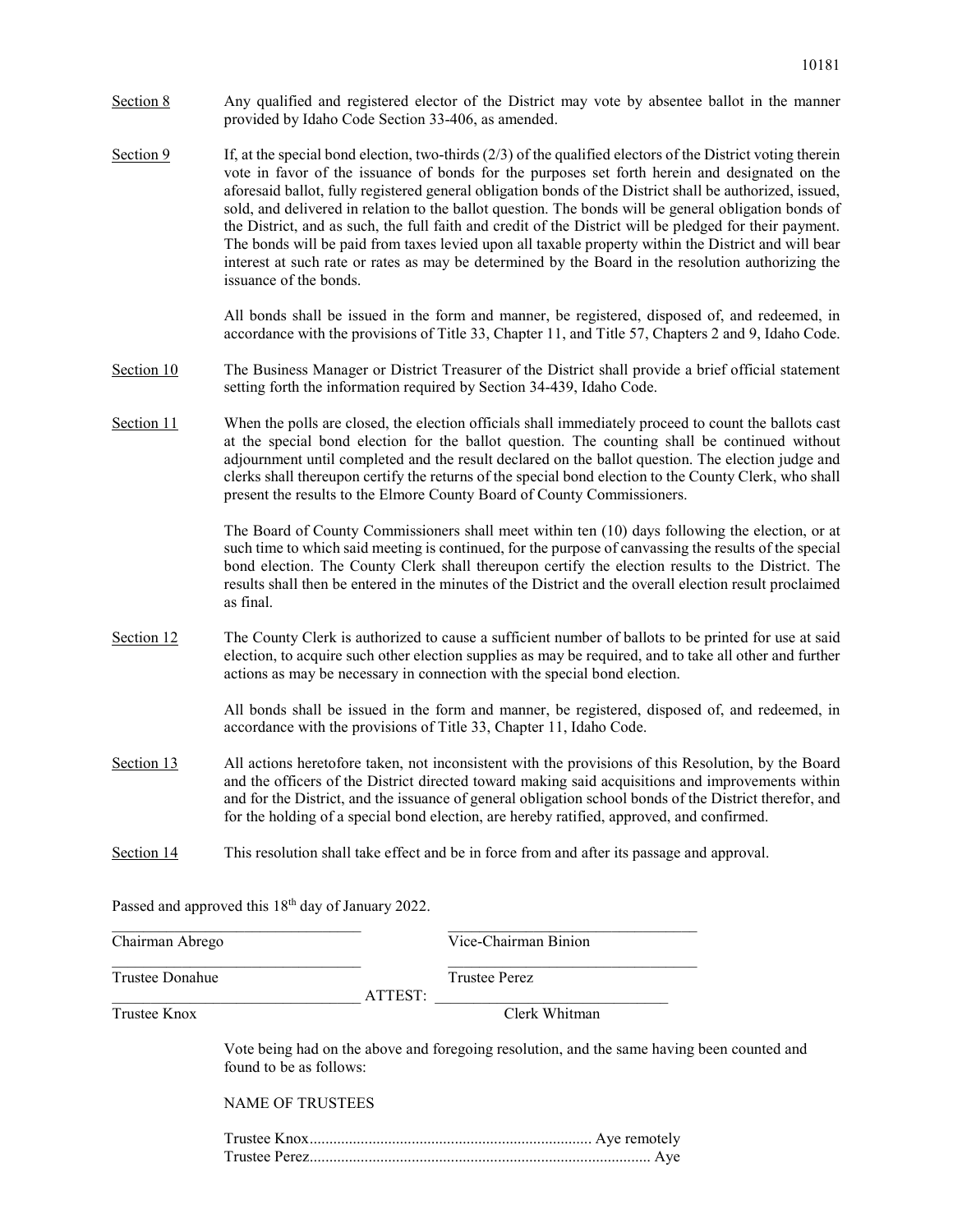Section 8 Any qualified and registered elector of the District may vote by absentee ballot in the manner provided by Idaho Code Section 33-406, as amended.

Section 9 If, at the special bond election, two-thirds (2/3) of the qualified electors of the District voting therein vote in favor of the issuance of bonds for the purposes set forth herein and designated on the aforesaid ballot, fully registered general obligation bonds of the District shall be authorized, issued, sold, and delivered in relation to the ballot question. The bonds will be general obligation bonds of the District, and as such, the full faith and credit of the District will be pledged for their payment. The bonds will be paid from taxes levied upon all taxable property within the District and will bear interest at such rate or rates as may be determined by the Board in the resolution authorizing the issuance of the bonds.

All bonds shall be issued in the form and manner, be registered, disposed of, and redeemed, in accordance with the provisions of Title 33, Chapter 11, and Title 57, Chapters 2 and 9, Idaho Code.

Section 10 The Business Manager or District Treasurer of the District shall provide a brief official statement setting forth the information required by Section 34-439, Idaho Code.

Section 11 When the polls are closed, the election officials shall immediately proceed to count the ballots cast at the special bond election for the ballot question. The counting shall be continued without adjournment until completed and the result declared on the ballot question. The election judge and clerks shall thereupon certify the returns of the special bond election to the County Clerk, who shall present the results to the Elmore County Board of County Commissioners.

The Board of County Commissioners shall meet within ten (10) days following the election, or at such time to which said meeting is continued, for the purpose of canvassing the results of the special bond election. The County Clerk shall thereupon certify the election results to the District. The results shall then be entered in the minutes of the District and the overall election result proclaimed as final.

Section 12 The County Clerk is authorized to cause a sufficient number of ballots to be printed for use at said election, to acquire such other election supplies as may be required, and to take all other and further actions as may be necessary in connection with the special bond election.

All bonds shall be issued in the form and manner, be registered, disposed of, and redeemed, in accordance with the provisions of Title 33, Chapter 11, Idaho Code.

Section 13 All actions heretofore taken, not inconsistent with the provisions of this Resolution, by the Board and the officers of the District directed toward making said acquisitions and improvements within and for the District, and the issuance of general obligation school bonds of the District therefor, and for the holding of a special bond election, are hereby ratified, approved, and confirmed.

Section 14 This resolution shall take effect and be in force from and after its passage and approval.

Passed and approved this 18th day of January 2022.

\_\_\_\_\_\_\_\_\_\_\_\_\_\_\_\_\_\_\_\_\_\_\_\_\_\_\_\_\_\_ Chairman Abrego

\_\_\_\_\_\_\_\_\_\_\_\_\_\_\_\_\_\_\_\_\_\_\_\_\_\_\_\_\_\_ Vice-Chairman Binion

\_\_\_\_\_\_\_\_\_\_\_\_\_\_\_\_\_\_\_\_\_\_\_\_\_\_\_\_\_\_ Trustee Donahue

\_\_\_\_\_\_\_\_\_\_\_\_\_\_\_\_\_\_\_\_\_\_\_\_\_\_\_\_\_\_ Trustee Perez

\_\_\_\_\_\_\_\_\_\_\_\_\_\_\_\_\_\_\_\_\_\_\_\_\_\_\_\_\_\_ Trustee Knox

ATTEST: \_\_\_\_\_\_\_\_\_\_\_\_\_\_\_\_\_\_\_\_\_\_\_\_\_\_\_\_\_\_ Clerk Whitman

Vote being had on the above and foregoing resolution, and the same having been counted and found to be as follows:

NAME OF TRUSTEES

Trustee Knox........................................................................ Aye remotely
Trustee Perez....................................................................................... Aye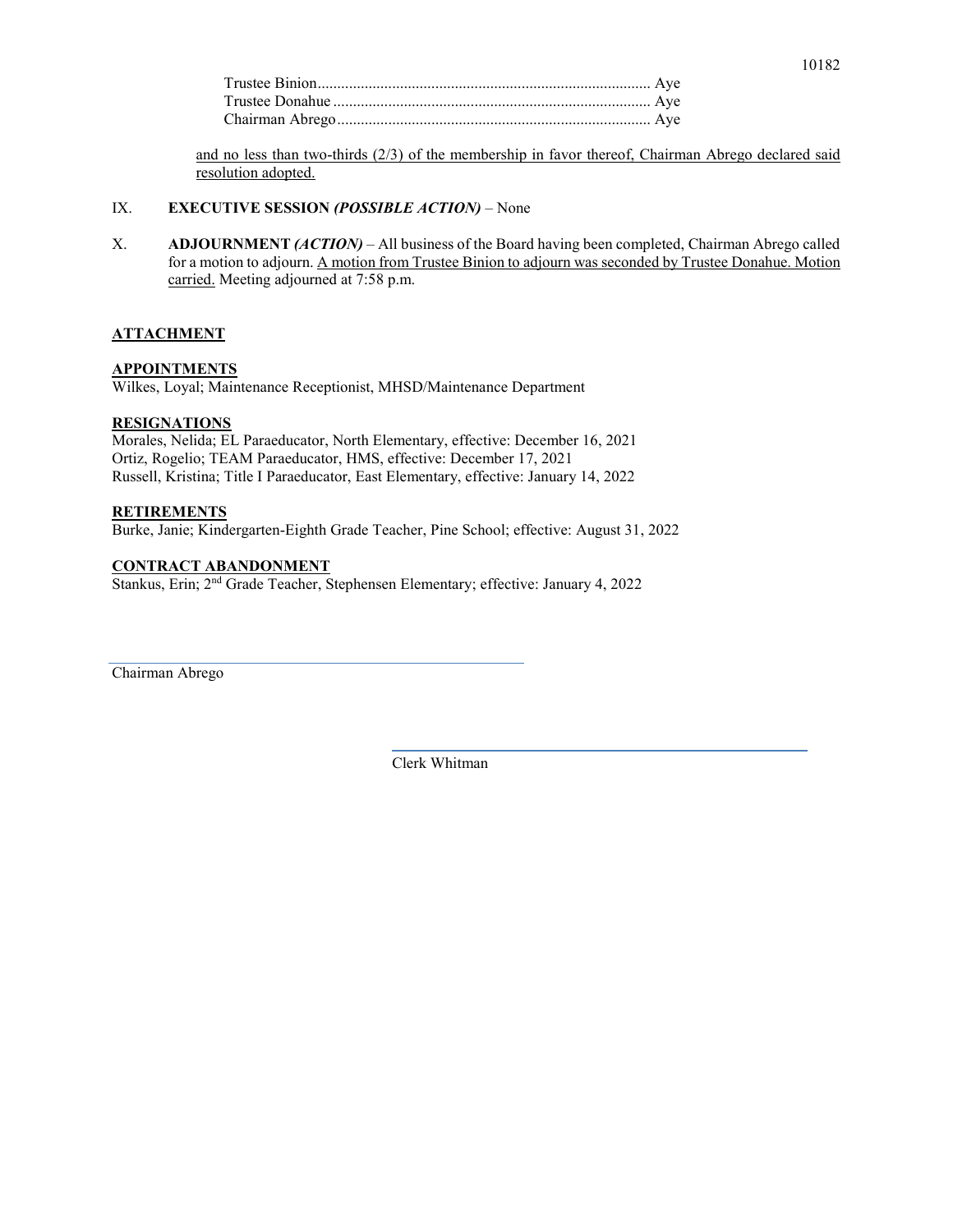Trustee Binion.................................................................................... Aye
Trustee Donahue ................................................................................ Aye
Chairman Abrego................................................................................ Aye

and no less than two-thirds (2/3) of the membership in favor thereof, Chairman Abrego declared said resolution adopted.

IX. **EXECUTIVE SESSION *(POSSIBLE ACTION)*** – None

X. **ADJOURNMENT *(ACTION)*** – All business of the Board having been completed, Chairman Abrego called for a motion to adjourn. A motion from Trustee Binion to adjourn was seconded by Trustee Donahue. Motion carried. Meeting adjourned at 7:58 p.m.

**ATTACHMENT**

**APPOINTMENTS**
Wilkes, Loyal; Maintenance Receptionist, MHSD/Maintenance Department

**RESIGNATIONS**
Morales, Nelida; EL Paraeducator, North Elementary, effective: December 16, 2021
Ortiz, Rogelio; TEAM Paraeducator, HMS, effective: December 17, 2021
Russell, Kristina; Title I Paraeducator, East Elementary, effective: January 14, 2022

**RETIREMENTS**
Burke, Janie; Kindergarten-Eighth Grade Teacher, Pine School; effective: August 31, 2022

**CONTRACT ABANDONMENT**
Stankus, Erin; 2nd Grade Teacher, Stephensen Elementary; effective: January 4, 2022

Chairman Abrego

Clerk Whitman